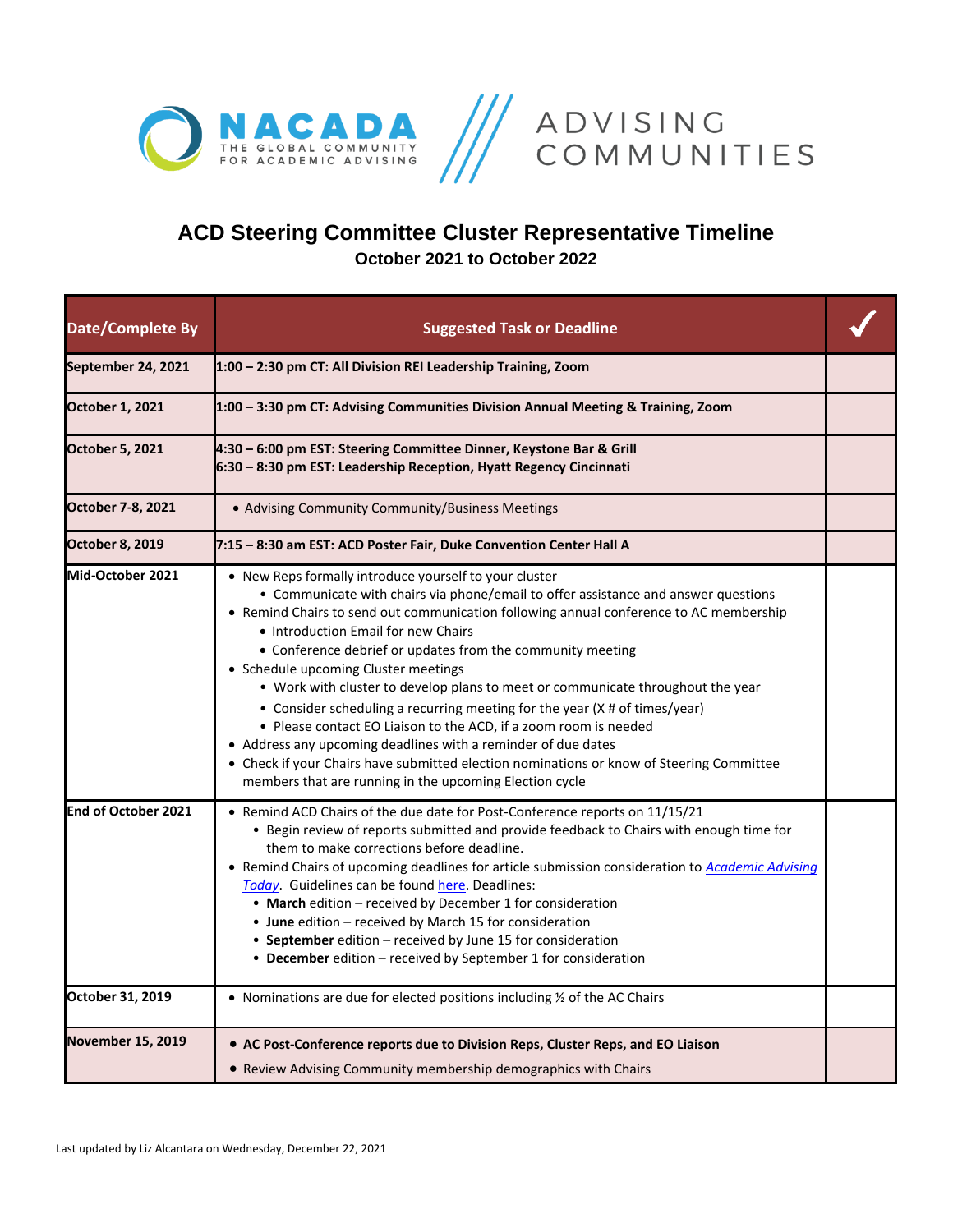NACADA THE GLOBAL COMMUNITY FOR ACADEMIC ADVISING /// ADVISING COMMUNITIES

# ACD Steering Committee Cluster Representative Timeline

## October 2021 to October 2022

| Date/Complete By | Suggested Task or Deadline | ✓ |
|---|---|---|
| September 24, 2021 | **1:00 – 2:30 pm CT: All Division REI Leadership Training, Zoom** | |
| October 1, 2021 | **1:00 – 3:30 pm CT: Advising Communities Division Annual Meeting & Training, Zoom** | |
| October 5, 2021 | **4:30 – 6:00 pm EST: Steering Committee Dinner, Keystone Bar & Grill**<br>**6:30 – 8:30 pm EST: Leadership Reception, Hyatt Regency Cincinnati** | |
| October 7-8, 2021 | • Advising Community Community/Business Meetings | |
| October 8, 2019 | **7:15 – 8:30 am EST: ACD Poster Fair, Duke Convention Center Hall A** | |
| Mid-October 2021 | • New Reps formally introduce yourself to your cluster<br>  • Communicate with chairs via phone/email to offer assistance and answer questions<br>• Remind Chairs to send out communication following annual conference to AC membership<br>  • Introduction Email for new Chairs<br>  • Conference debrief or updates from the community meeting<br>• Schedule upcoming Cluster meetings<br>  • Work with cluster to develop plans to meet or communicate throughout the year<br>  • Consider scheduling a recurring meeting for the year (X # of times/year)<br>  • Please contact EO Liaison to the ACD, if a zoom room is needed<br>• Address any upcoming deadlines with a reminder of due dates<br>• Check if your Chairs have submitted election nominations or know of Steering Committee members that are running in the upcoming Election cycle | |
| End of October 2021 | • Remind ACD Chairs of the due date for Post-Conference reports on 11/15/21<br>  • Begin review of reports submitted and provide feedback to Chairs with enough time for them to make corrections before deadline.<br>• Remind Chairs of upcoming deadlines for article submission consideration to *Academic Advising Today*. Guidelines can be found here. Deadlines:<br>  • **March** edition – received by December 1 for consideration<br>  • **June** edition – received by March 15 for consideration<br>  • **September** edition – received by June 15 for consideration<br>  • **December** edition – received by September 1 for consideration | |
| October 31, 2019 | • Nominations are due for elected positions including ½ of the AC Chairs | |
| November 15, 2019 | • **AC Post-Conference reports due to Division Reps, Cluster Reps, and EO Liaison**<br>• Review Advising Community membership demographics with Chairs | |

Last updated by Liz Alcantara on Wednesday, December 22, 2021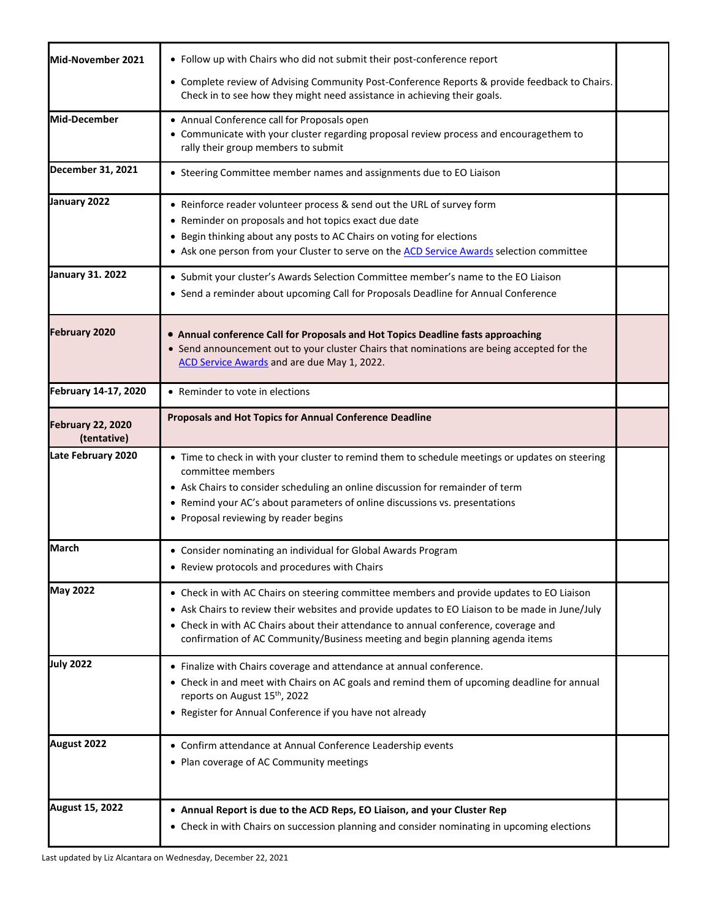| | | |
|---|---|---|
| **Mid-November 2021** | • Follow up with Chairs who did not submit their post-conference report<br>• Complete review of Advising Community Post-Conference Reports & provide feedback to Chairs. Check in to see how they might need assistance in achieving their goals. | |
| **Mid-December** | • Annual Conference call for Proposals open<br>• Communicate with your cluster regarding proposal review process and encouragethem to rally their group members to submit | |
| **December 31, 2021** | • Steering Committee member names and assignments due to EO Liaison | |
| **January 2022** | • Reinforce reader volunteer process & send out the URL of survey form<br>• Reminder on proposals and hot topics exact due date<br>• Begin thinking about any posts to AC Chairs on voting for elections<br>• Ask one person from your Cluster to serve on the ACD Service Awards selection committee | |
| **January 31. 2022** | • Submit your cluster's Awards Selection Committee member's name to the EO Liaison<br>• Send a reminder about upcoming Call for Proposals Deadline for Annual Conference | |
| **February 2020** | • **Annual conference Call for Proposals and Hot Topics Deadline fasts approaching**<br>• Send announcement out to your cluster Chairs that nominations are being accepted for the ACD Service Awards and are due May 1, 2022. | |
| **February 14-17, 2020** | • Reminder to vote in elections | |
| **February 22, 2020 (tentative)** | **Proposals and Hot Topics for Annual Conference Deadline** | |
| **Late February 2020** | • Time to check in with your cluster to remind them to schedule meetings or updates on steering committee members<br>• Ask Chairs to consider scheduling an online discussion for remainder of term<br>• Remind your AC's about parameters of online discussions vs. presentations<br>• Proposal reviewing by reader begins | |
| **March** | • Consider nominating an individual for Global Awards Program<br>• Review protocols and procedures with Chairs | |
| **May 2022** | • Check in with AC Chairs on steering committee members and provide updates to EO Liaison<br>• Ask Chairs to review their websites and provide updates to EO Liaison to be made in June/July<br>• Check in with AC Chairs about their attendance to annual conference, coverage and confirmation of AC Community/Business meeting and begin planning agenda items | |
| **July 2022** | • Finalize with Chairs coverage and attendance at annual conference.<br>• Check in and meet with Chairs on AC goals and remind them of upcoming deadline for annual reports on August 15th, 2022<br>• Register for Annual Conference if you have not already | |
| **August 2022** | • Confirm attendance at Annual Conference Leadership events<br>• Plan coverage of AC Community meetings | |
| **August 15, 2022** | • **Annual Report is due to the ACD Reps, EO Liaison, and your Cluster Rep**<br>• Check in with Chairs on succession planning and consider nominating in upcoming elections | |

Last updated by Liz Alcantara on Wednesday, December 22, 2021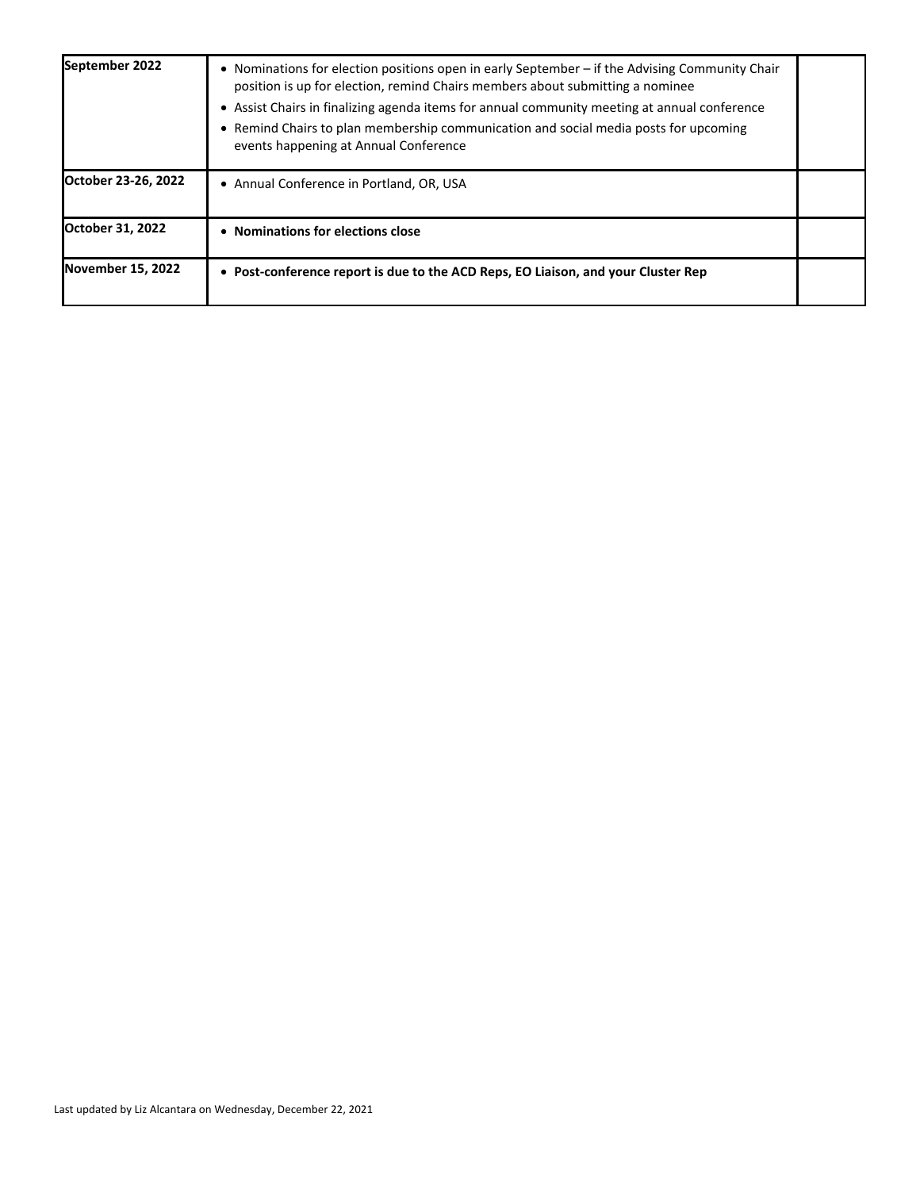| | | |
|---|---|---|
| **September 2022** | • Nominations for election positions open in early September – if the Advising Community Chair position is up for election, remind Chairs members about submitting a nominee<br>• Assist Chairs in finalizing agenda items for annual community meeting at annual conference<br>• Remind Chairs to plan membership communication and social media posts for upcoming events happening at Annual Conference | |
| **October 23-26, 2022** | • Annual Conference in Portland, OR, USA | |
| **October 31, 2022** | • **Nominations for elections close** | |
| **November 15, 2022** | • **Post-conference report is due to the ACD Reps, EO Liaison, and your Cluster Rep** | |

Last updated by Liz Alcantara on Wednesday, December 22, 2021